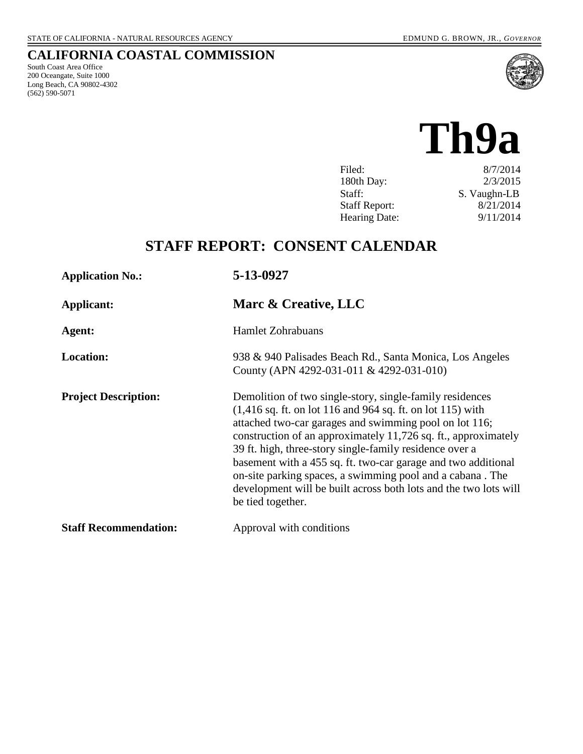STATE OF CALIFORNIA - NATURAL RESOURCES AGENCY EDMUND G. BROWN, JR., *GOVERNOR*

## CALIFORNIA COASTAL COMMISSION

South Coast Area Office
200 Oceangate, Suite 1000
Long Beach, CA 90802-4302
(562) 590-5071

# Th9a

| | |
|---|---|
| Filed: | 8/7/2014 |
| 180th Day: | 2/3/2015 |
| Staff: | S. Vaughn-LB |
| Staff Report: | 8/21/2014 |
| Hearing Date: | 9/11/2014 |

## STAFF REPORT: CONSENT CALENDAR

**Application No.:** **5-13-0927**

**Applicant:** **Marc & Creative, LLC**

**Agent:** Hamlet Zohrabuans

**Location:** 938 & 940 Palisades Beach Rd., Santa Monica, Los Angeles County (APN 4292-031-011 & 4292-031-010)

**Project Description:** Demolition of two single-story, single-family residences (1,416 sq. ft. on lot 116 and 964 sq. ft. on lot 115) with attached two-car garages and swimming pool on lot 116; construction of an approximately 11,726 sq. ft., approximately 39 ft. high, three-story single-family residence over a basement with a 455 sq. ft. two-car garage and two additional on-site parking spaces, a swimming pool and a cabana . The development will be built across both lots and the two lots will be tied together.

**Staff Recommendation:** Approval with conditions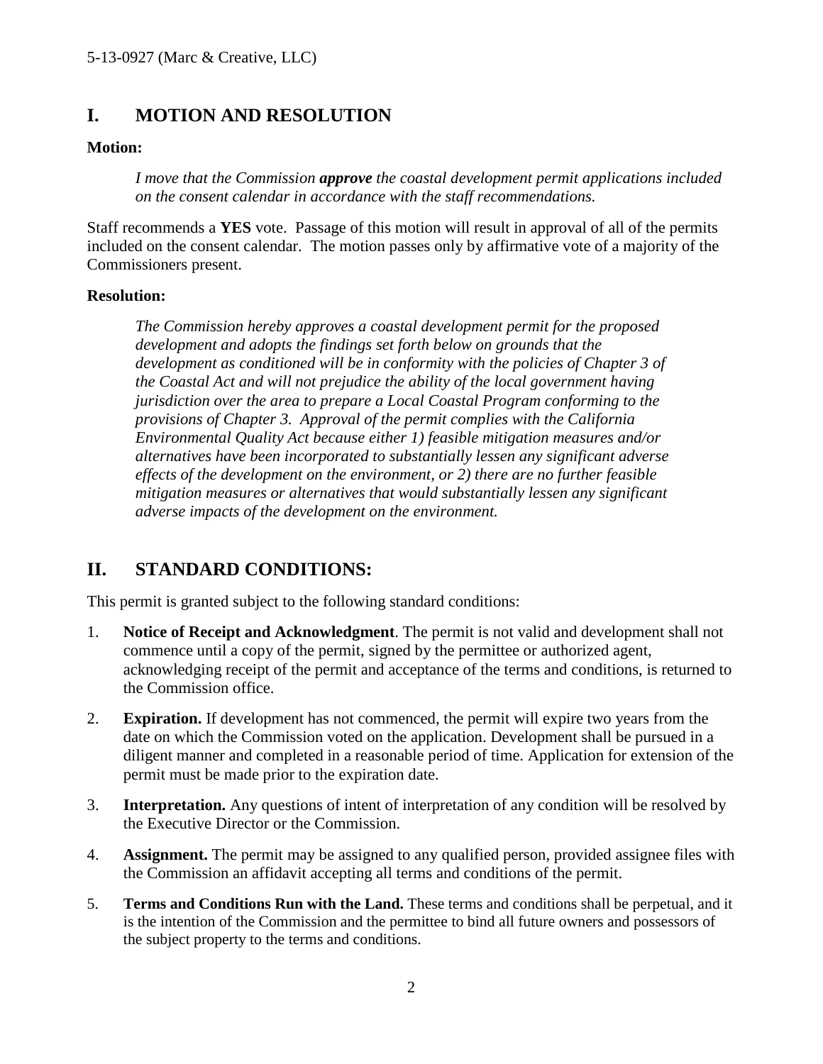## I. MOTION AND RESOLUTION

**Motion:**

> *I move that the Commission **approve** the coastal development permit applications included on the consent calendar in accordance with the staff recommendations.*

Staff recommends a **YES** vote. Passage of this motion will result in approval of all of the permits included on the consent calendar. The motion passes only by affirmative vote of a majority of the Commissioners present.

**Resolution:**

> *The Commission hereby approves a coastal development permit for the proposed development and adopts the findings set forth below on grounds that the development as conditioned will be in conformity with the policies of Chapter 3 of the Coastal Act and will not prejudice the ability of the local government having jurisdiction over the area to prepare a Local Coastal Program conforming to the provisions of Chapter 3. Approval of the permit complies with the California Environmental Quality Act because either 1) feasible mitigation measures and/or alternatives have been incorporated to substantially lessen any significant adverse effects of the development on the environment, or 2) there are no further feasible mitigation measures or alternatives that would substantially lessen any significant adverse impacts of the development on the environment.*

## II. STANDARD CONDITIONS:

This permit is granted subject to the following standard conditions:

1. **Notice of Receipt and Acknowledgment**. The permit is not valid and development shall not commence until a copy of the permit, signed by the permittee or authorized agent, acknowledging receipt of the permit and acceptance of the terms and conditions, is returned to the Commission office.

2. **Expiration.** If development has not commenced, the permit will expire two years from the date on which the Commission voted on the application. Development shall be pursued in a diligent manner and completed in a reasonable period of time. Application for extension of the permit must be made prior to the expiration date.

3. **Interpretation.** Any questions of intent of interpretation of any condition will be resolved by the Executive Director or the Commission.

4. **Assignment.** The permit may be assigned to any qualified person, provided assignee files with the Commission an affidavit accepting all terms and conditions of the permit.

5. **Terms and Conditions Run with the Land.** These terms and conditions shall be perpetual, and it is the intention of the Commission and the permittee to bind all future owners and possessors of the subject property to the terms and conditions.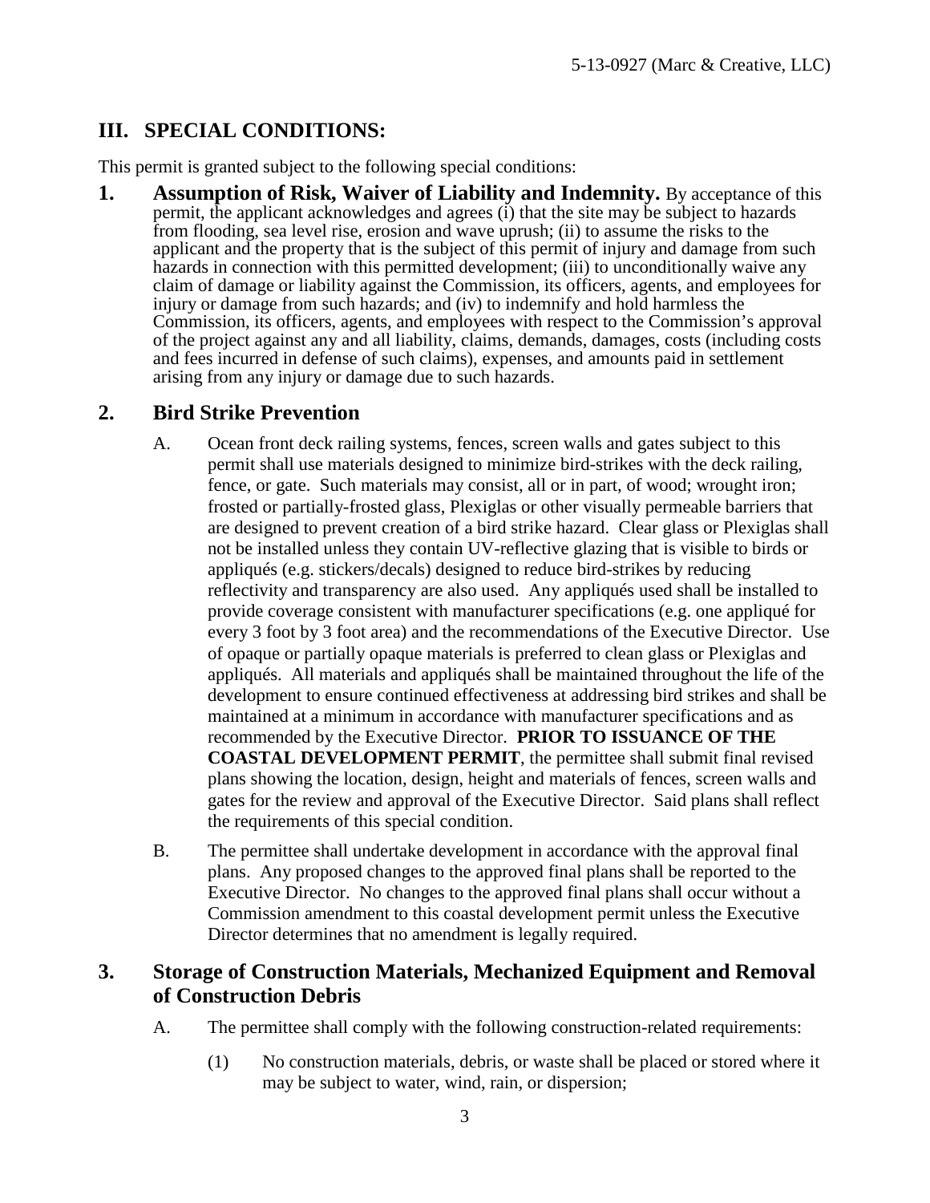## III. SPECIAL CONDITIONS:

This permit is granted subject to the following special conditions:

**1. Assumption of Risk, Waiver of Liability and Indemnity.** By acceptance of this permit, the applicant acknowledges and agrees (i) that the site may be subject to hazards from flooding, sea level rise, erosion and wave uprush; (ii) to assume the risks to the applicant and the property that is the subject of this permit of injury and damage from such hazards in connection with this permitted development; (iii) to unconditionally waive any claim of damage or liability against the Commission, its officers, agents, and employees for injury or damage from such hazards; and (iv) to indemnify and hold harmless the Commission, its officers, agents, and employees with respect to the Commission's approval of the project against any and all liability, claims, demands, damages, costs (including costs and fees incurred in defense of such claims), expenses, and amounts paid in settlement arising from any injury or damage due to such hazards.

## 2. Bird Strike Prevention

A. Ocean front deck railing systems, fences, screen walls and gates subject to this permit shall use materials designed to minimize bird-strikes with the deck railing, fence, or gate. Such materials may consist, all or in part, of wood; wrought iron; frosted or partially-frosted glass, Plexiglas or other visually permeable barriers that are designed to prevent creation of a bird strike hazard. Clear glass or Plexiglas shall not be installed unless they contain UV-reflective glazing that is visible to birds or appliqués (e.g. stickers/decals) designed to reduce bird-strikes by reducing reflectivity and transparency are also used. Any appliqués used shall be installed to provide coverage consistent with manufacturer specifications (e.g. one appliqué for every 3 foot by 3 foot area) and the recommendations of the Executive Director. Use of opaque or partially opaque materials is preferred to clean glass or Plexiglas and appliqués. All materials and appliqués shall be maintained throughout the life of the development to ensure continued effectiveness at addressing bird strikes and shall be maintained at a minimum in accordance with manufacturer specifications and as recommended by the Executive Director. **PRIOR TO ISSUANCE OF THE COASTAL DEVELOPMENT PERMIT**, the permittee shall submit final revised plans showing the location, design, height and materials of fences, screen walls and gates for the review and approval of the Executive Director. Said plans shall reflect the requirements of this special condition.

B. The permittee shall undertake development in accordance with the approval final plans. Any proposed changes to the approved final plans shall be reported to the Executive Director. No changes to the approved final plans shall occur without a Commission amendment to this coastal development permit unless the Executive Director determines that no amendment is legally required.

## 3. Storage of Construction Materials, Mechanized Equipment and Removal of Construction Debris

A. The permittee shall comply with the following construction-related requirements:

(1) No construction materials, debris, or waste shall be placed or stored where it may be subject to water, wind, rain, or dispersion;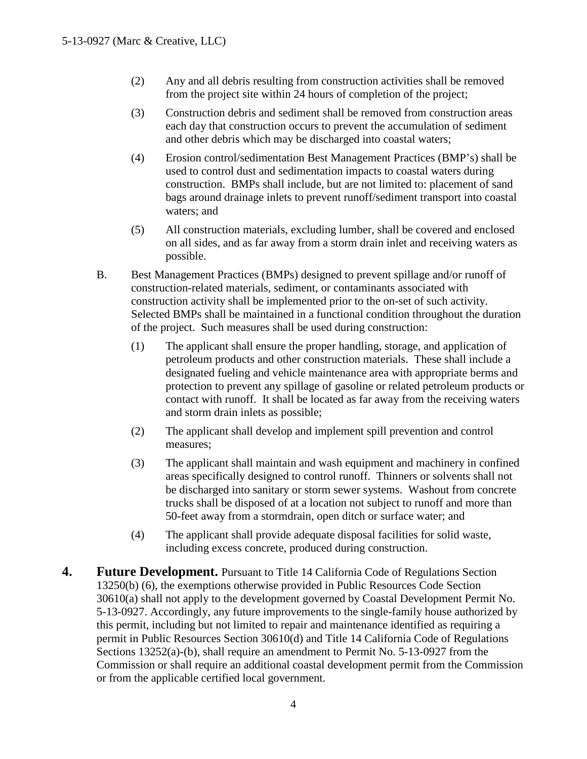(2) Any and all debris resulting from construction activities shall be removed from the project site within 24 hours of completion of the project;

(3) Construction debris and sediment shall be removed from construction areas each day that construction occurs to prevent the accumulation of sediment and other debris which may be discharged into coastal waters;

(4) Erosion control/sedimentation Best Management Practices (BMP's) shall be used to control dust and sedimentation impacts to coastal waters during construction. BMPs shall include, but are not limited to: placement of sand bags around drainage inlets to prevent runoff/sediment transport into coastal waters; and

(5) All construction materials, excluding lumber, shall be covered and enclosed on all sides, and as far away from a storm drain inlet and receiving waters as possible.

B. Best Management Practices (BMPs) designed to prevent spillage and/or runoff of construction-related materials, sediment, or contaminants associated with construction activity shall be implemented prior to the on-set of such activity. Selected BMPs shall be maintained in a functional condition throughout the duration of the project. Such measures shall be used during construction:

(1) The applicant shall ensure the proper handling, storage, and application of petroleum products and other construction materials. These shall include a designated fueling and vehicle maintenance area with appropriate berms and protection to prevent any spillage of gasoline or related petroleum products or contact with runoff. It shall be located as far away from the receiving waters and storm drain inlets as possible;

(2) The applicant shall develop and implement spill prevention and control measures;

(3) The applicant shall maintain and wash equipment and machinery in confined areas specifically designed to control runoff. Thinners or solvents shall not be discharged into sanitary or storm sewer systems. Washout from concrete trucks shall be disposed of at a location not subject to runoff and more than 50-feet away from a stormdrain, open ditch or surface water; and

(4) The applicant shall provide adequate disposal facilities for solid waste, including excess concrete, produced during construction.

**4. Future Development.** Pursuant to Title 14 California Code of Regulations Section 13250(b) (6), the exemptions otherwise provided in Public Resources Code Section 30610(a) shall not apply to the development governed by Coastal Development Permit No. 5-13-0927. Accordingly, any future improvements to the single-family house authorized by this permit, including but not limited to repair and maintenance identified as requiring a permit in Public Resources Section 30610(d) and Title 14 California Code of Regulations Sections 13252(a)-(b), shall require an amendment to Permit No. 5-13-0927 from the Commission or shall require an additional coastal development permit from the Commission or from the applicable certified local government.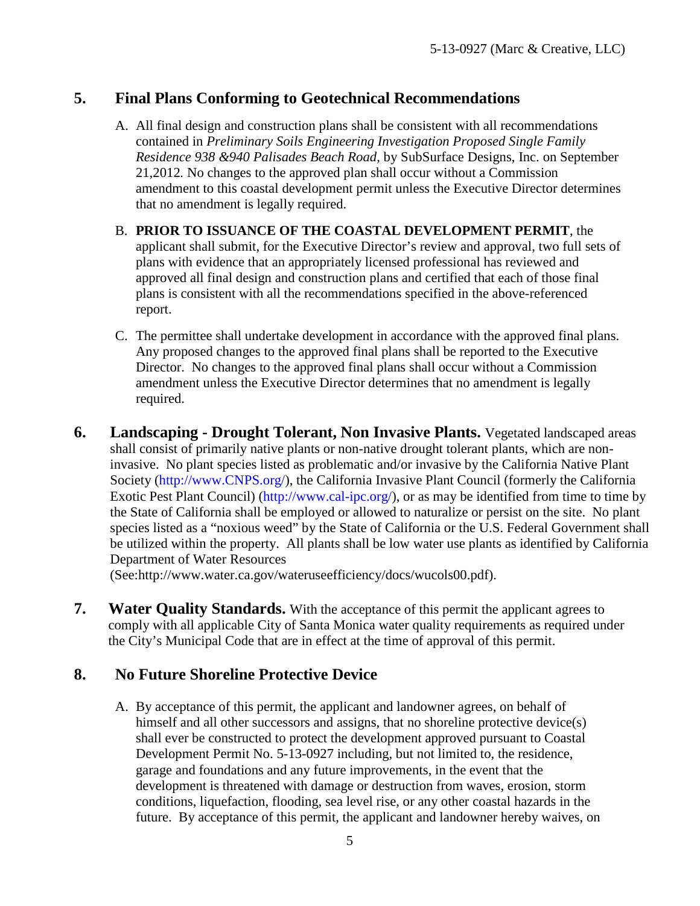## 5. Final Plans Conforming to Geotechnical Recommendations

A. All final design and construction plans shall be consistent with all recommendations contained in *Preliminary Soils Engineering Investigation Proposed Single Family Residence 938 &940 Palisades Beach Road*, by SubSurface Designs, Inc. on September 21,2012. No changes to the approved plan shall occur without a Commission amendment to this coastal development permit unless the Executive Director determines that no amendment is legally required.

B. **PRIOR TO ISSUANCE OF THE COASTAL DEVELOPMENT PERMIT**, the applicant shall submit, for the Executive Director's review and approval, two full sets of plans with evidence that an appropriately licensed professional has reviewed and approved all final design and construction plans and certified that each of those final plans is consistent with all the recommendations specified in the above-referenced report.

C. The permittee shall undertake development in accordance with the approved final plans. Any proposed changes to the approved final plans shall be reported to the Executive Director. No changes to the approved final plans shall occur without a Commission amendment unless the Executive Director determines that no amendment is legally required.

**6. Landscaping - Drought Tolerant, Non Invasive Plants.** Vegetated landscaped areas shall consist of primarily native plants or non-native drought tolerant plants, which are non-invasive. No plant species listed as problematic and/or invasive by the California Native Plant Society (http://www.CNPS.org/), the California Invasive Plant Council (formerly the California Exotic Pest Plant Council) (http://www.cal-ipc.org/), or as may be identified from time to time by the State of California shall be employed or allowed to naturalize or persist on the site. No plant species listed as a "noxious weed" by the State of California or the U.S. Federal Government shall be utilized within the property. All plants shall be low water use plants as identified by California Department of Water Resources (See:http://www.water.ca.gov/wateruseefficiency/docs/wucols00.pdf).

**7. Water Quality Standards.** With the acceptance of this permit the applicant agrees to comply with all applicable City of Santa Monica water quality requirements as required under the City's Municipal Code that are in effect at the time of approval of this permit.

## 8. No Future Shoreline Protective Device

A. By acceptance of this permit, the applicant and landowner agrees, on behalf of himself and all other successors and assigns, that no shoreline protective device(s) shall ever be constructed to protect the development approved pursuant to Coastal Development Permit No. 5-13-0927 including, but not limited to, the residence, garage and foundations and any future improvements, in the event that the development is threatened with damage or destruction from waves, erosion, storm conditions, liquefaction, flooding, sea level rise, or any other coastal hazards in the future. By acceptance of this permit, the applicant and landowner hereby waives, on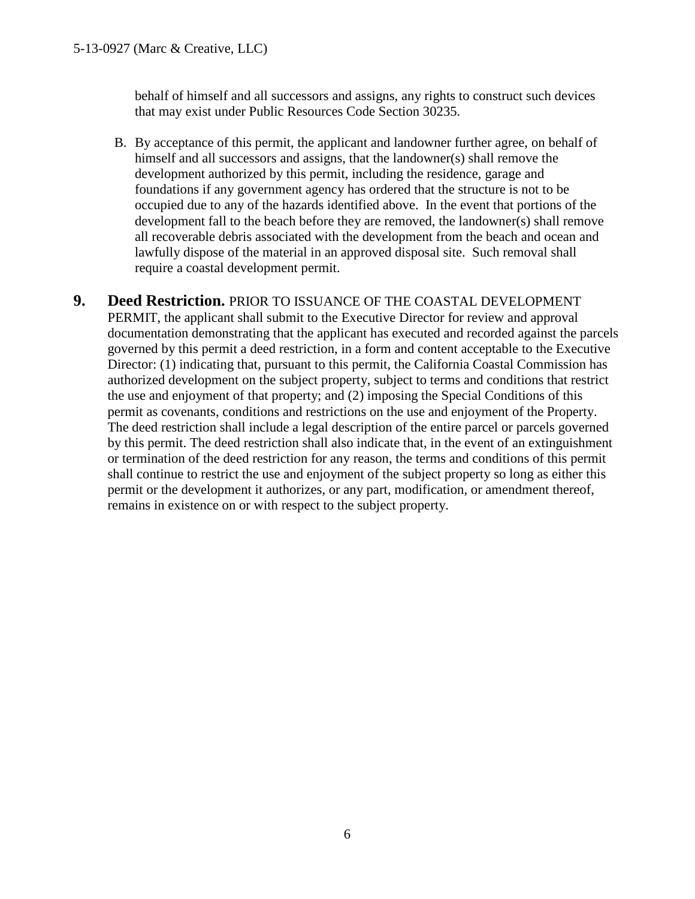behalf of himself and all successors and assigns, any rights to construct such devices that may exist under Public Resources Code Section 30235.

B. By acceptance of this permit, the applicant and landowner further agree, on behalf of himself and all successors and assigns, that the landowner(s) shall remove the development authorized by this permit, including the residence, garage and foundations if any government agency has ordered that the structure is not to be occupied due to any of the hazards identified above. In the event that portions of the development fall to the beach before they are removed, the landowner(s) shall remove all recoverable debris associated with the development from the beach and ocean and lawfully dispose of the material in an approved disposal site. Such removal shall require a coastal development permit.

**9. Deed Restriction.** PRIOR TO ISSUANCE OF THE COASTAL DEVELOPMENT PERMIT, the applicant shall submit to the Executive Director for review and approval documentation demonstrating that the applicant has executed and recorded against the parcels governed by this permit a deed restriction, in a form and content acceptable to the Executive Director: (1) indicating that, pursuant to this permit, the California Coastal Commission has authorized development on the subject property, subject to terms and conditions that restrict the use and enjoyment of that property; and (2) imposing the Special Conditions of this permit as covenants, conditions and restrictions on the use and enjoyment of the Property. The deed restriction shall include a legal description of the entire parcel or parcels governed by this permit. The deed restriction shall also indicate that, in the event of an extinguishment or termination of the deed restriction for any reason, the terms and conditions of this permit shall continue to restrict the use and enjoyment of the subject property so long as either this permit or the development it authorizes, or any part, modification, or amendment thereof, remains in existence on or with respect to the subject property.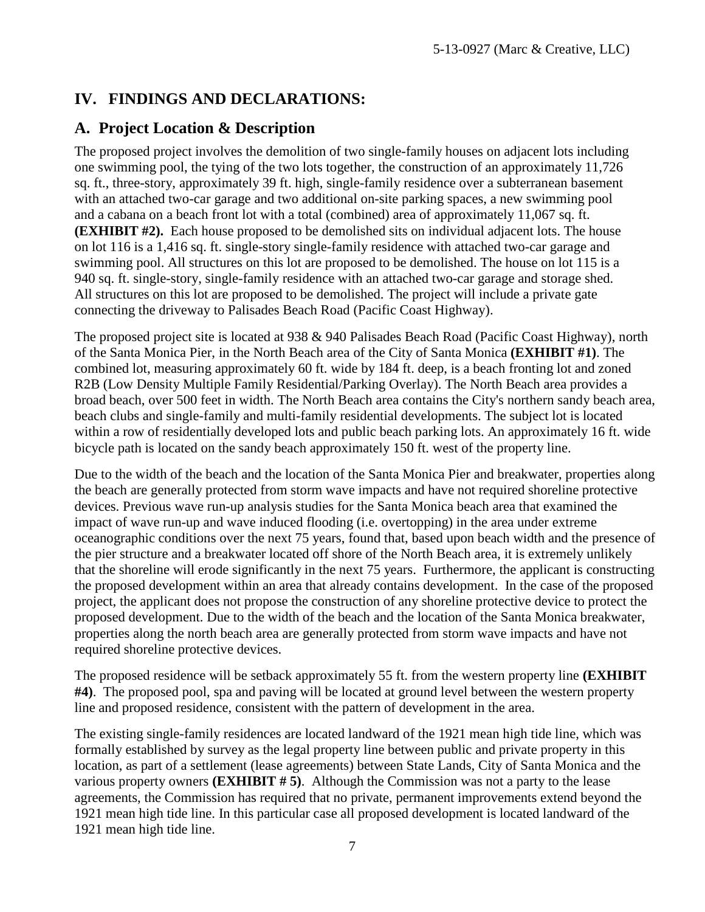## IV. FINDINGS AND DECLARATIONS:

## A. Project Location & Description

The proposed project involves the demolition of two single-family houses on adjacent lots including one swimming pool, the tying of the two lots together, the construction of an approximately 11,726 sq. ft., three-story, approximately 39 ft. high, single-family residence over a subterranean basement with an attached two-car garage and two additional on-site parking spaces, a new swimming pool and a cabana on a beach front lot with a total (combined) area of approximately 11,067 sq. ft. **(EXHIBIT #2).** Each house proposed to be demolished sits on individual adjacent lots. The house on lot 116 is a 1,416 sq. ft. single-story single-family residence with attached two-car garage and swimming pool. All structures on this lot are proposed to be demolished. The house on lot 115 is a 940 sq. ft. single-story, single-family residence with an attached two-car garage and storage shed. All structures on this lot are proposed to be demolished. The project will include a private gate connecting the driveway to Palisades Beach Road (Pacific Coast Highway).

The proposed project site is located at 938 & 940 Palisades Beach Road (Pacific Coast Highway), north of the Santa Monica Pier, in the North Beach area of the City of Santa Monica **(EXHIBIT #1)**. The combined lot, measuring approximately 60 ft. wide by 184 ft. deep, is a beach fronting lot and zoned R2B (Low Density Multiple Family Residential/Parking Overlay). The North Beach area provides a broad beach, over 500 feet in width. The North Beach area contains the City's northern sandy beach area, beach clubs and single-family and multi-family residential developments. The subject lot is located within a row of residentially developed lots and public beach parking lots. An approximately 16 ft. wide bicycle path is located on the sandy beach approximately 150 ft. west of the property line.

Due to the width of the beach and the location of the Santa Monica Pier and breakwater, properties along the beach are generally protected from storm wave impacts and have not required shoreline protective devices. Previous wave run-up analysis studies for the Santa Monica beach area that examined the impact of wave run-up and wave induced flooding (i.e. overtopping) in the area under extreme oceanographic conditions over the next 75 years, found that, based upon beach width and the presence of the pier structure and a breakwater located off shore of the North Beach area, it is extremely unlikely that the shoreline will erode significantly in the next 75 years. Furthermore, the applicant is constructing the proposed development within an area that already contains development. In the case of the proposed project, the applicant does not propose the construction of any shoreline protective device to protect the proposed development. Due to the width of the beach and the location of the Santa Monica breakwater, properties along the north beach area are generally protected from storm wave impacts and have not required shoreline protective devices.

The proposed residence will be setback approximately 55 ft. from the western property line **(EXHIBIT #4)**. The proposed pool, spa and paving will be located at ground level between the western property line and proposed residence, consistent with the pattern of development in the area.

The existing single-family residences are located landward of the 1921 mean high tide line, which was formally established by survey as the legal property line between public and private property in this location, as part of a settlement (lease agreements) between State Lands, City of Santa Monica and the various property owners **(EXHIBIT # 5)**. Although the Commission was not a party to the lease agreements, the Commission has required that no private, permanent improvements extend beyond the 1921 mean high tide line. In this particular case all proposed development is located landward of the 1921 mean high tide line.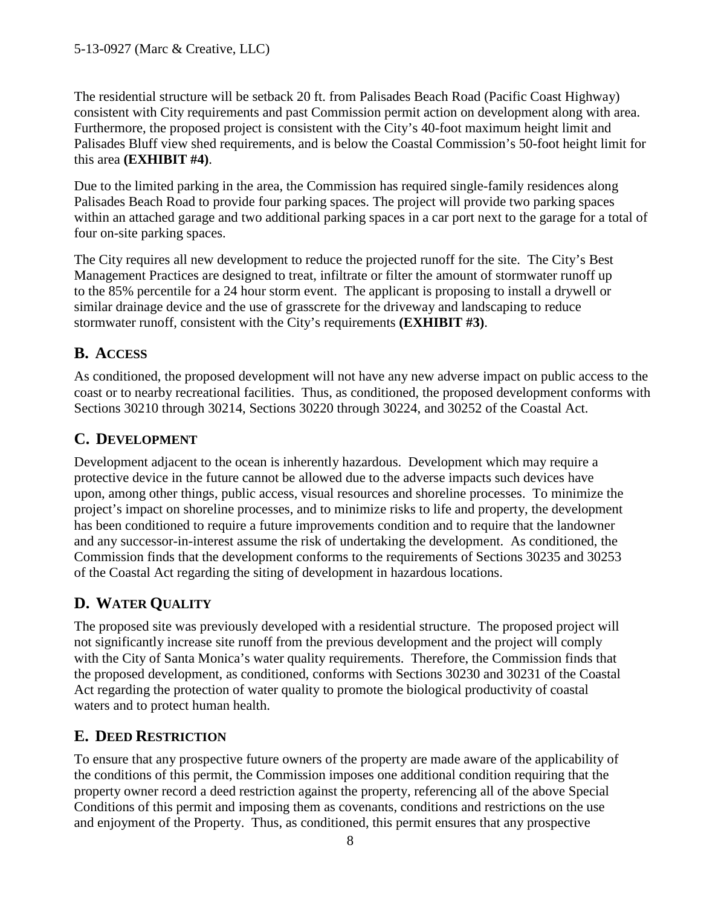The residential structure will be setback 20 ft. from Palisades Beach Road (Pacific Coast Highway) consistent with City requirements and past Commission permit action on development along with area. Furthermore, the proposed project is consistent with the City's 40-foot maximum height limit and Palisades Bluff view shed requirements, and is below the Coastal Commission's 50-foot height limit for this area **(EXHIBIT #4)**.

Due to the limited parking in the area, the Commission has required single-family residences along Palisades Beach Road to provide four parking spaces. The project will provide two parking spaces within an attached garage and two additional parking spaces in a car port next to the garage for a total of four on-site parking spaces.

The City requires all new development to reduce the projected runoff for the site. The City's Best Management Practices are designed to treat, infiltrate or filter the amount of stormwater runoff up to the 85% percentile for a 24 hour storm event. The applicant is proposing to install a drywell or similar drainage device and the use of grasscrete for the driveway and landscaping to reduce stormwater runoff, consistent with the City's requirements **(EXHIBIT #3)**.

## B. ACCESS

As conditioned, the proposed development will not have any new adverse impact on public access to the coast or to nearby recreational facilities. Thus, as conditioned, the proposed development conforms with Sections 30210 through 30214, Sections 30220 through 30224, and 30252 of the Coastal Act.

## C. DEVELOPMENT

Development adjacent to the ocean is inherently hazardous. Development which may require a protective device in the future cannot be allowed due to the adverse impacts such devices have upon, among other things, public access, visual resources and shoreline processes. To minimize the project's impact on shoreline processes, and to minimize risks to life and property, the development has been conditioned to require a future improvements condition and to require that the landowner and any successor-in-interest assume the risk of undertaking the development. As conditioned, the Commission finds that the development conforms to the requirements of Sections 30235 and 30253 of the Coastal Act regarding the siting of development in hazardous locations.

## D. WATER QUALITY

The proposed site was previously developed with a residential structure. The proposed project will not significantly increase site runoff from the previous development and the project will comply with the City of Santa Monica's water quality requirements. Therefore, the Commission finds that the proposed development, as conditioned, conforms with Sections 30230 and 30231 of the Coastal Act regarding the protection of water quality to promote the biological productivity of coastal waters and to protect human health.

## E. DEED RESTRICTION

To ensure that any prospective future owners of the property are made aware of the applicability of the conditions of this permit, the Commission imposes one additional condition requiring that the property owner record a deed restriction against the property, referencing all of the above Special Conditions of this permit and imposing them as covenants, conditions and restrictions on the use and enjoyment of the Property. Thus, as conditioned, this permit ensures that any prospective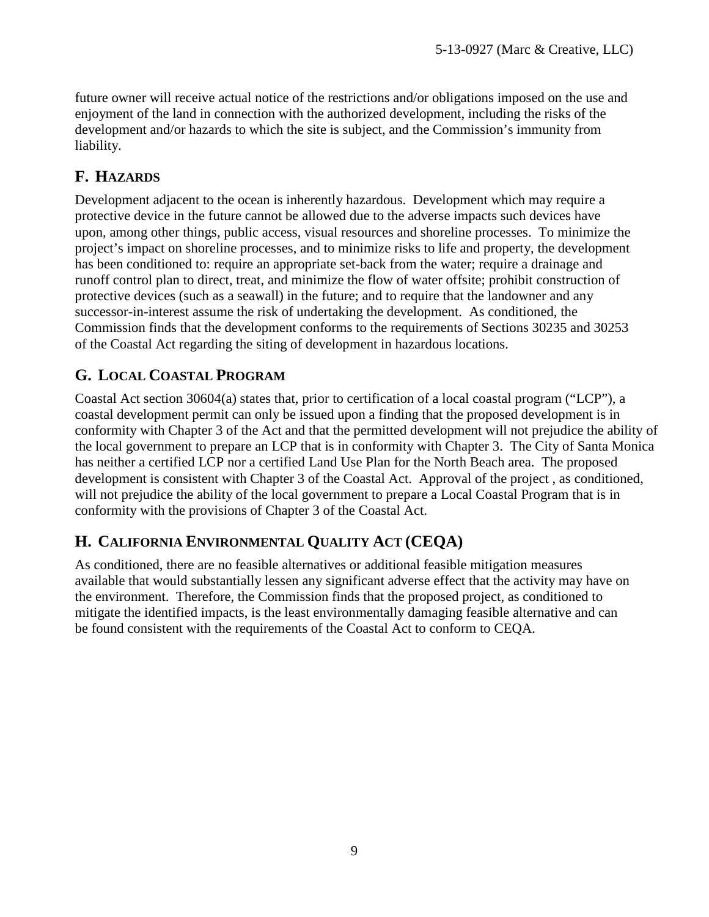future owner will receive actual notice of the restrictions and/or obligations imposed on the use and enjoyment of the land in connection with the authorized development, including the risks of the development and/or hazards to which the site is subject, and the Commission's immunity from liability.

## F. HAZARDS

Development adjacent to the ocean is inherently hazardous. Development which may require a protective device in the future cannot be allowed due to the adverse impacts such devices have upon, among other things, public access, visual resources and shoreline processes. To minimize the project's impact on shoreline processes, and to minimize risks to life and property, the development has been conditioned to: require an appropriate set-back from the water; require a drainage and runoff control plan to direct, treat, and minimize the flow of water offsite; prohibit construction of protective devices (such as a seawall) in the future; and to require that the landowner and any successor-in-interest assume the risk of undertaking the development. As conditioned, the Commission finds that the development conforms to the requirements of Sections 30235 and 30253 of the Coastal Act regarding the siting of development in hazardous locations.

## G. LOCAL COASTAL PROGRAM

Coastal Act section 30604(a) states that, prior to certification of a local coastal program ("LCP"), a coastal development permit can only be issued upon a finding that the proposed development is in conformity with Chapter 3 of the Act and that the permitted development will not prejudice the ability of the local government to prepare an LCP that is in conformity with Chapter 3. The City of Santa Monica has neither a certified LCP nor a certified Land Use Plan for the North Beach area. The proposed development is consistent with Chapter 3 of the Coastal Act. Approval of the project , as conditioned, will not prejudice the ability of the local government to prepare a Local Coastal Program that is in conformity with the provisions of Chapter 3 of the Coastal Act.

## H. CALIFORNIA ENVIRONMENTAL QUALITY ACT (CEQA)

As conditioned, there are no feasible alternatives or additional feasible mitigation measures available that would substantially lessen any significant adverse effect that the activity may have on the environment. Therefore, the Commission finds that the proposed project, as conditioned to mitigate the identified impacts, is the least environmentally damaging feasible alternative and can be found consistent with the requirements of the Coastal Act to conform to CEQA.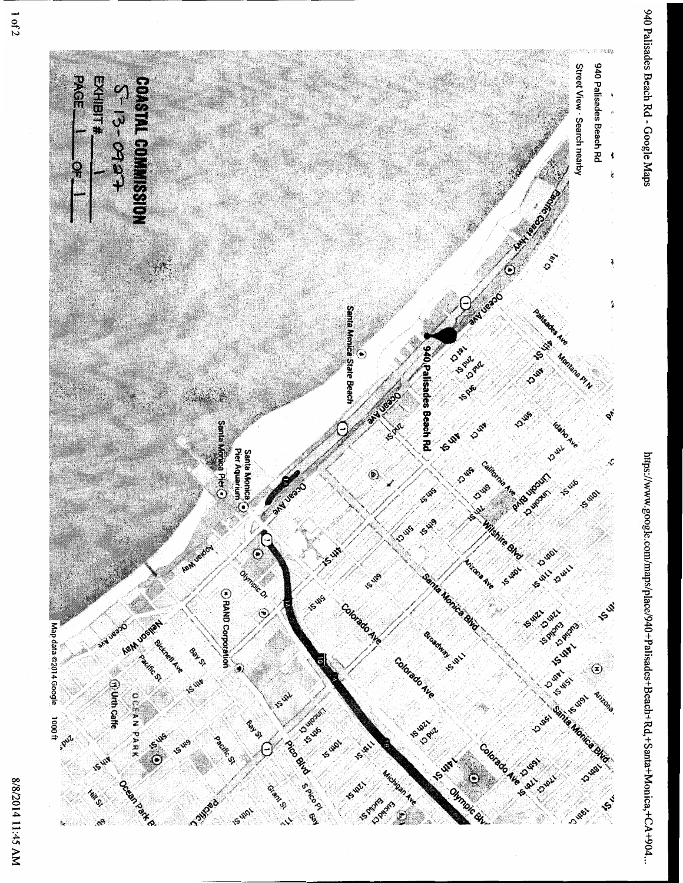940 Palisades Beach Rd

Street View · Search nearby

**COASTAL COMMISSION**

5-13-0907

EXHIBIT # 1

PAGE 1 OF 1

Map data ©2014 Google 1000 ft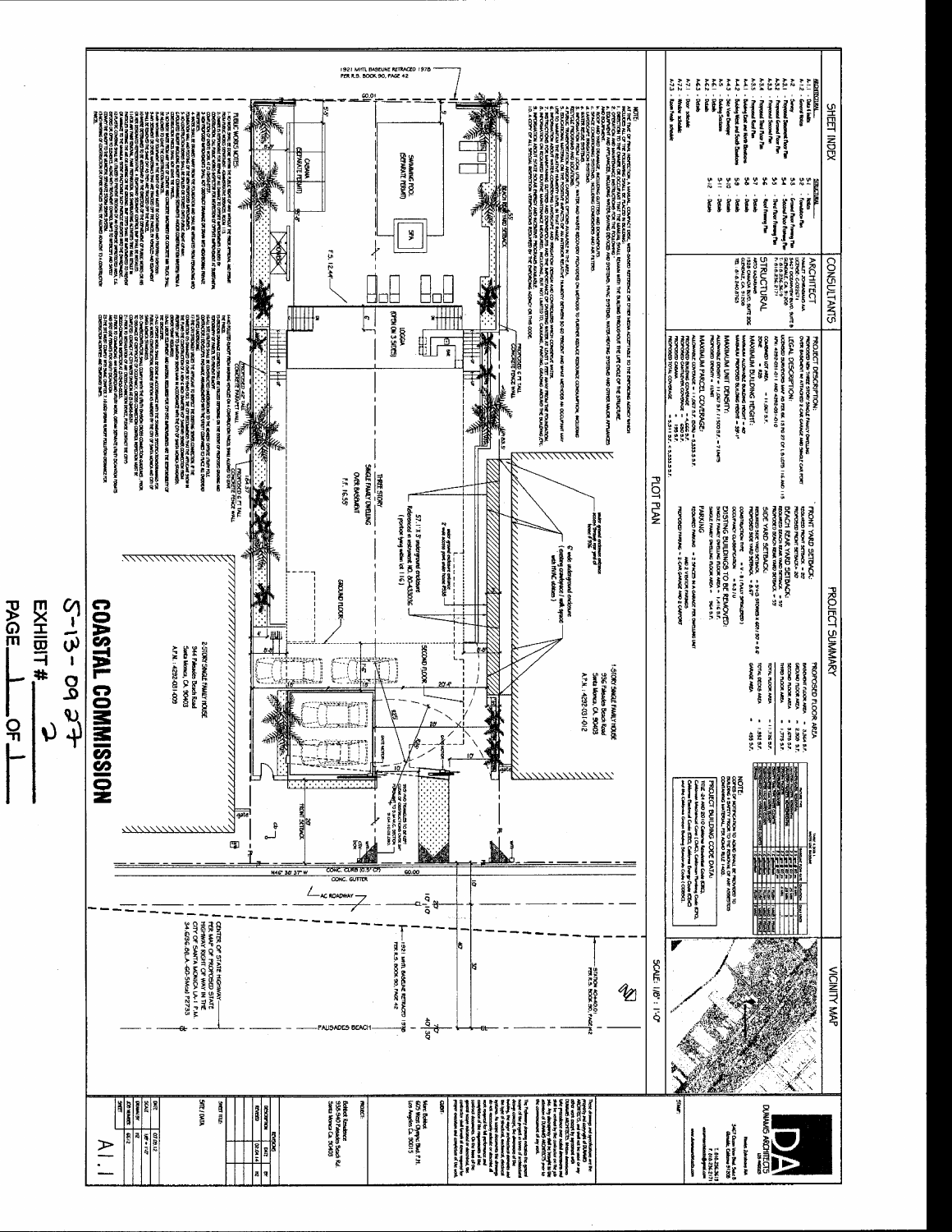# PLOT PLAN

## SHEET INDEX

**ARCHITECTURAL**

- A1.1 - Data & Index
- A1.2 - General Notes
- A2 - Survey
- A3.1 - Proposed Basement Floor Plan
- A3.2 - Proposed Ground Floor Plan
- A3.3 - Proposed Second Floor Plan
- A3.4 - Proposed Third Floor Plan
- A3.5 - Proposed Roof Plan
- A4.1 - Exterior East and North Elevations
- A4.2 - Exterior West and South Elevations
- A4.3 - Site View Overlays
- A5 - Building Sections
- A6.1 - Details
- A6.2 - Details
- A6.3 - Details
- A7.1 - Door Schedule
- A7.2 - Window Schedule
- A7.3 - Room Finish Schedule

**STRUCTURAL**

- S1 - Notes
- S2 - Foundation Plan
- S3 - Ground Floor Framing Plan
- S4 - Second Floor Framing Plan
- S5 - Third Floor Framing Plan
- S6 - Roof Framing Plan
- S7 - Details
- S8 - Details
- S9 - Details
- S10 - Details
- S11 - Details
- S12 - Details

## CONSULTANTS

**ARCHITECT**

**STRUCTURAL**

## PROJECT SUMMARY

**PROJECT DESCRIPTION:**
PROPOSED NEW THREE STORY SINGLE FAMILY DWELLING OVER BASEMENT W/ ATTACHED 2 CAR GARAGE AND SINGLE CAR PORT

**LEGAL DESCRIPTION:**
APN: 4292-031-011 AND 4292-031-010

**ZONING:** R1

**MAXIMUM BUILDING HEIGHT:**

**MAXIMUM UNIT DENSITY:**

**MAXIMUM PARCEL COVERAGE:**

**FRONT YARD SETBACK:**

**BEACH REAR YARD SETBACK:**

**SIDE YARD SETBACK:**

**EXISTING BUILDINGS TO BE REMOVED:**

**PARKING:**

**PROPOSED FLOOR AREA**

**NOTE:**

## VICINITY MAP

SCALE: 1/8" = 1'-0"

## Plan Notes

- 1921 MHTL BASELINE RETRACED 1978 PER R.S. BOOK 90, PAGE 42
- CABANA (SEPARATE PERMIT)
- SWIMMING POOL (SEPARATE PERMIT)
- SPA
- F.S. 12.44'
- BEACH YARD SETBACK
- LOGGIA (OPEN ON 3 SIDES)
- PROPOSED 6 FT TALL CONCRETE FENCE WALL
- PROPOSED 42" TALL CONCRETE PARAPET WALL
- THREE STORY SINGLE FAMILY DWELLING OVER BASEMENT
- F.F. 16.59'
- 5' wide underground enclosure (existing to be removed)
- 5' wide underground enclosure (existing) / with space with HVAC (typ.)
- 57.1 x 5' underground enclosure / Referenced in easement NO. 80-633036
- GROUND FLOOR
- SECOND FLOOR
- 1 STORY SINGLE FAMILY HOUSE, 936 Palisades Beach Road, Santa Monica, CA 90403, A.P.N.: 4292-031-012
- 2 STORY SINGLE FAMILY HOUSE, Santa Monica, CA 90403, A.P.N.: 4292-031-009
- FRONT SETBACK
- gate
- CONC. CURB (0.5' CF)
- CONC. GUTTER
- AC ROADWAY
- N46° 30' 37" W
- 60.00
- 60.01
- 1921 MHTL BASELINE RETRACED 1978 PER R.S. BOOK 90, PAGE 42
- CENTER OF STATE HIGHWAY PER MAP OF PROPOSED STATE HIGHWAY RIGHT OF WAY IN THE CITY OF SANTA MONICA L.A. 173A
- PALISADES BEACH

## NOTE:

## PUBLIC WORKS NOTES:

## Title Block

**DUNAMIS ARCHITECTS**

PROJECT: Boldrick Residence, 936-940 Palisades Beach Rd., Santa Monica, CA 90403

SHEET TITLE: SITE / DATA

SHEET: A1.1

---

**COASTAL COMMISSION**

5-13-0927

EXHIBIT # 2

PAGE 1 OF 1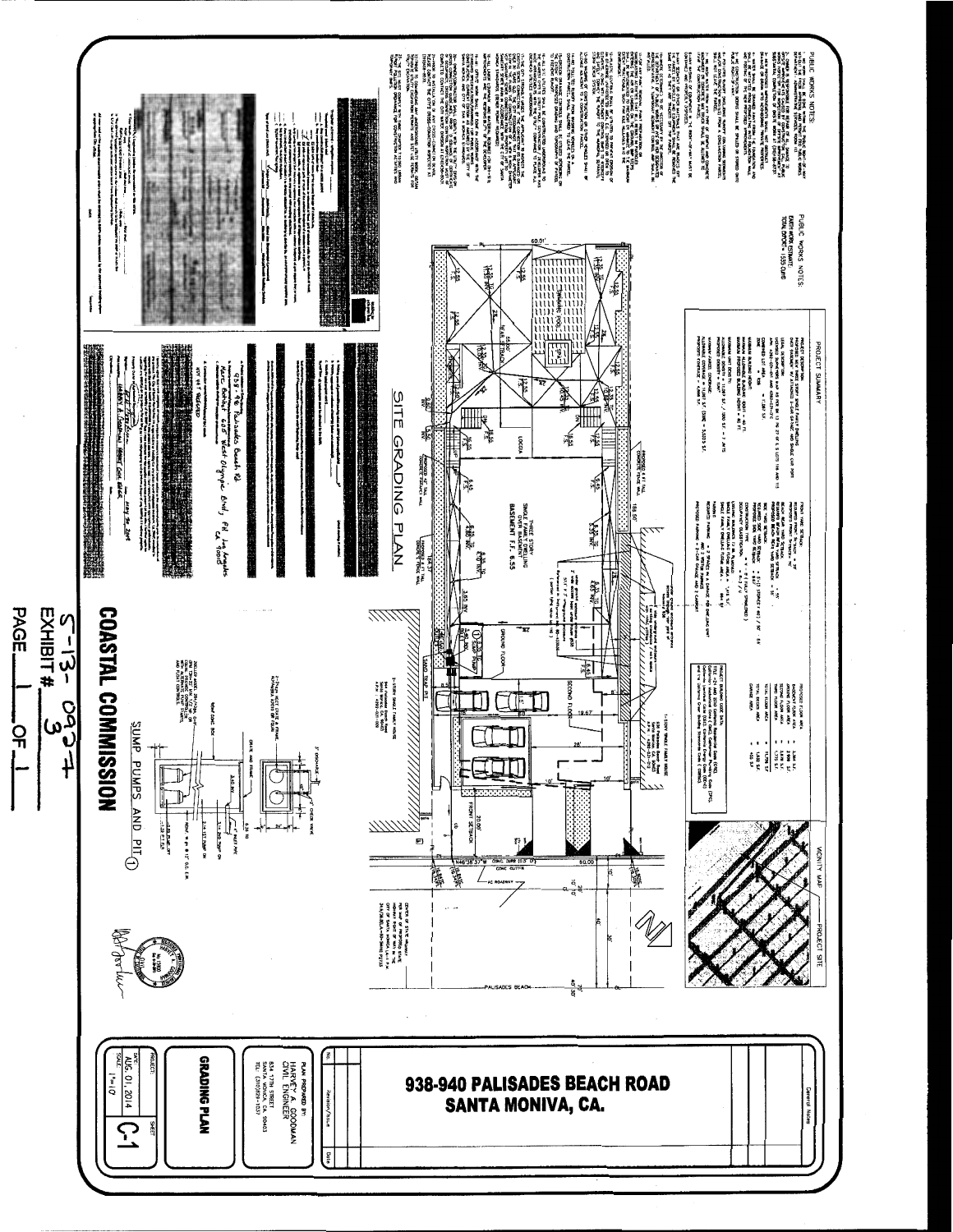# 938-940 PALISADES BEACH ROAD
# SANTA MONIVA, CA.

## GRADING PLAN

PLAN PREPARED BY:
HARVEY A. GOODMAN
CIVIL ENGINEER
834 17th STREET
SANTA MONICA, CA. 90403
TEL: (310)829-1537

DATE: AUG. 01, 2014
SCALE: 1"=10'
SHEET: C-1

## SITE GRADING PLAN

THREE STORY SINGLE FAMILY DWELLING OVER BASEMENT
BASEMENT F.F. 6.55

SWIMMING POOL

LOGGIA

GROUND FLOOR

SECOND FLOOR

FRONT SETBACK

PALISADES BEACH

## PUBLIC WORKS NOTES:

EARTHWORK ESTIMATE:
TOTAL EXPORT = 1,535 CU.YD.

## PROJECT SUMMARY

## VICINITY MAP

PROJECT SITE

## SUMP PUMPS AND PIT

## COASTAL COMMISSION

5-13-0937
EXHIBIT # 3
PAGE 1 OF 1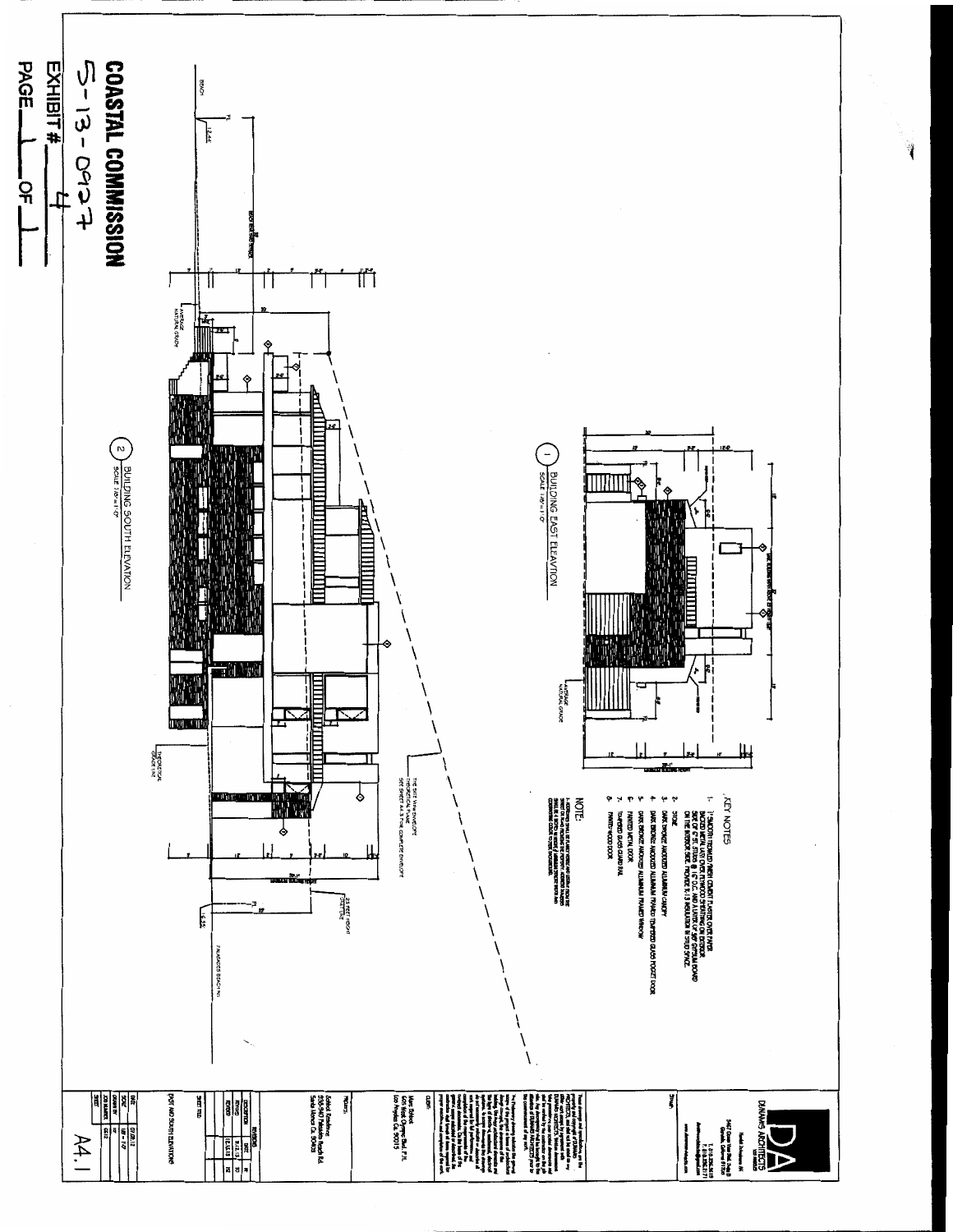# COASTAL COMMISSION

5-13-0927

EXHIBIT # 4

PAGE 1 OF 1

## KEY NOTES

1. 7/8" SMOOTH TROWELED FINISH CEMENT PLASTER OVER PAPER BACKED METAL LATH, OVER 1/2" PLYWOOD SHEATHING ON THE EXTERIOR SIDE OF 6" STL. STUDS @ 16" O.C. AND A LAYER OF 5/8" GYPSUM BOARD ON THE INTERIOR SIDE. PROVIDE R-13 INSULATION IN STUD SPACE.
2. STONE
3. DARK BRONZE ANODIZED ALUMINUM CANOPY
4. DARK BRONZE ANODIZED ALUMINUM FRAMED TEMPERED GLASS POCKET DOOR
5. DARK BRONZE ANODIZED ALUMINUM FRAMED WINDOW
6. PAINTED METAL DOOR
7. TEMPERED GLASS GUARD RAIL
8. PAINTED WOOD DOOR

## NOTE:

1. ADDRESS SHALL BE PLAINLY VISIBLE AND LEGIBLE FROM THE STREET OR ROAD FRONTING THE PROPERTY. ADDRESS NUMBERS SHALL BE A MINIMUM OF 4" HIGH AND CONTRASTING COLOR TO THEIR BACKGROUND.

1 BUILDING EAST ELEVATION
SCALE 1/8" = 1'-0"

2 BUILDING SOUTH ELEVATION
SCALE 1/8" = 1'-0"

BEACH

AVERAGE NATURAL GRADE

THEORETICAL GRADE LINE

THE SLOT VIEW ENVELOPE THEORETICAL PLANE SEE SHEET A4.3 FOR COMPLETE ENVELOPE

25 FEET HEIGHT LIMIT LINE

PACIFIC COAST HIGHWAY

MAXIMUM BUILDING HEIGHT

DUNAMIS ARCHITECTS

Project: Saltzburg Residence, Santa Monica, CA 90403

Client: Los Angeles, CA 90015

Sheet Title: EAST AND SOUTH ELEVATIONS

Sheet: A4.1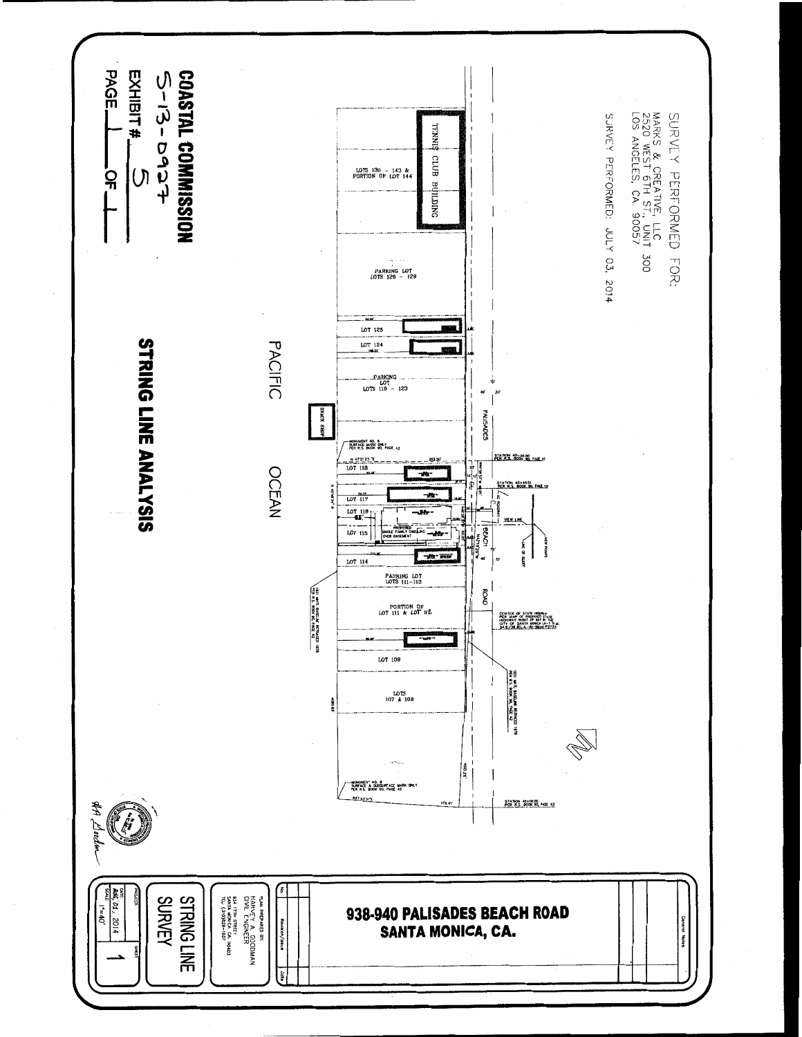SURVEY PERFORMED FOR:
MARKS & CREATIVE, LLC
2520 WEST 6TH ST., UNIT 300
LOS ANGELES, CA. 90057

SURVEY PERFORMED: JULY 03, 2014

**COASTAL COMMISSION**
5-13-0927
EXHIBIT # 5
PAGE 1 OF 1

## STRING LINE ANALYSIS

PACIFIC OCEAN

TENNIS CLUB BUILDING

LOTS 130 – 143 & PORTION OF LOT 144

PARKING LOT LOTS 126 – 129

LOT 125

LOT 124

PARKING LOT LOTS 119 – 123

SNACK SHOP

MONUMENT NO. 8 SURFACE MARK ONLY PER R.S. BOOK 90, PAGE 42

LOT 118

LOT 117

LOT 116

LOT 115

PROPOSED SINGLE FAMILY DWELLING OVER BASEMENT

LOT 114

PARKING LOT LOTS 111-113

PORTION OF LOT 111 & LOT 112

LOT 109

LOTS 107 & 108

MONUMENT NO. 9 SURFACE & SUBSURFACE MARK ONLY PER R.S. BOOK 90, PAGE 42

PALISADES BEACH ROAD

STATION 40+00.00 PER R.S. BOOK 90, PAGE 42

STATION 40+40.01 PER R.S. BOOK 90, PAGE 42

STATION 45+00.00 PER R.S. BOOK 90, PAGE 42

VIEW LINE

VIEW POINTS

LINE OF SIGHT

CENTER OF STATE HIGHWAY PER MAP OF PROPOSED STATE HIGHWAY RIGHT OF WAY IN THE CITY OF SANTA MONICA

1921 MHTL BASELINE REFIXED 1978 PER R.S. BOOK 90, PAGE 42

40' 30'

175.41'

460.26'

N

# 938-940 PALISADES BEACH ROAD SANTA MONICA, CA.

PLAN PREPARED BY:
HARVEY A. GOODMAN
CIVIL ENGINEER
834 17th STREET
SANTA MONICA, CA. 90403

STRING LINE SURVEY

DATE: AUG. 01, 2014
SCALE: 1"=40'
SHEET 1